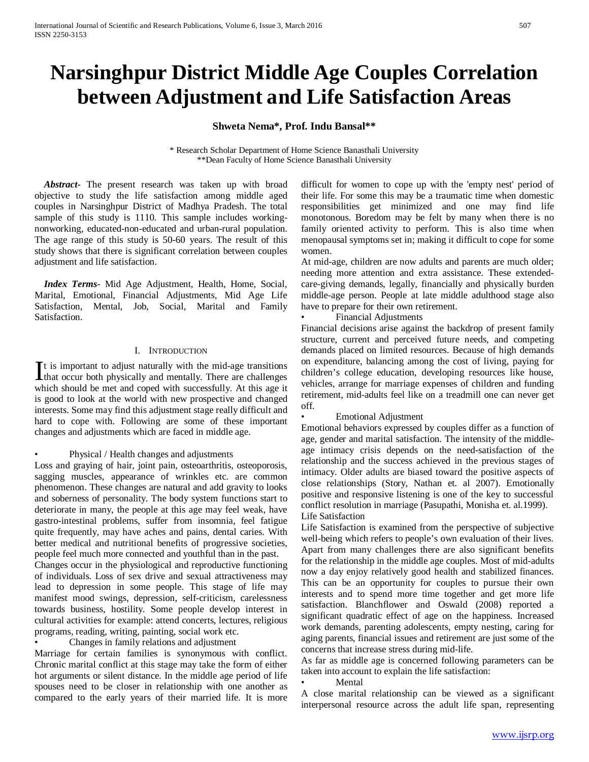# Narsinghpur District Middle Age Couples Correlation between Adjustment and Life Satisfaction Areas

**Shweta Nema\*, Prof. Indu Bansal\*\***

\* Research Scholar Department of Home Science Banasthali University
\*\*Dean Faculty of Home Science Banasthali University

***Abstract***- The present research was taken up with broad objective to study the life satisfaction among middle aged couples in Narsinghpur District of Madhya Pradesh. The total sample of this study is 1110. This sample includes working-nonworking, educated-non-educated and urban-rural population. The age range of this study is 50-60 years. The result of this study shows that there is significant correlation between couples adjustment and life satisfaction.

***Index Terms***- Mid Age Adjustment, Health, Home, Social, Marital, Emotional, Financial Adjustments, Mid Age Life Satisfaction, Mental, Job, Social, Marital and Family Satisfaction.

## I. Introduction

It is important to adjust naturally with the mid-age transitions that occur both physically and mentally. There are challenges which should be met and coped with successfully. At this age it is good to look at the world with new prospective and changed interests. Some may find this adjustment stage really difficult and hard to cope with. Following are some of these important changes and adjustments which are faced in middle age.

- Physical / Health changes and adjustments

Loss and graying of hair, joint pain, osteoarthritis, osteoporosis, sagging muscles, appearance of wrinkles etc. are common phenomenon. These changes are natural and add gravity to looks and soberness of personality. The body system functions start to deteriorate in many, the people at this age may feel weak, have gastro-intestinal problems, suffer from insomnia, feel fatigue quite frequently, may have aches and pains, dental caries. With better medical and nutritional benefits of progressive societies, people feel much more connected and youthful than in the past.

Changes occur in the physiological and reproductive functioning of individuals. Loss of sex drive and sexual attractiveness may lead to depression in some people. This stage of life may manifest mood swings, depression, self-criticism, carelessness towards business, hostility. Some people develop interest in cultural activities for example: attend concerts, lectures, religious programs, reading, writing, painting, social work etc.

- Changes in family relations and adjustment

Marriage for certain families is synonymous with conflict. Chronic marital conflict at this stage may take the form of either hot arguments or silent distance. In the middle age period of life spouses need to be closer in relationship with one another as compared to the early years of their married life. It is more difficult for women to cope up with the 'empty nest' period of their life. For some this may be a traumatic time when domestic responsibilities get minimized and one may find life monotonous. Boredom may be felt by many when there is no family oriented activity to perform. This is also time when menopausal symptoms set in; making it difficult to cope for some women.

At mid-age, children are now adults and parents are much older; needing more attention and extra assistance. These extended-care-giving demands, legally, financially and physically burden middle-age person. People at late middle adulthood stage also have to prepare for their own retirement.

- Financial Adjustments

Financial decisions arise against the backdrop of present family structure, current and perceived future needs, and competing demands placed on limited resources. Because of high demands on expenditure, balancing among the cost of living, paying for children's college education, developing resources like house, vehicles, arrange for marriage expenses of children and funding retirement, mid-adults feel like on a treadmill one can never get off.

- Emotional Adjustment

Emotional behaviors expressed by couples differ as a function of age, gender and marital satisfaction. The intensity of the middle-age intimacy crisis depends on the need-satisfaction of the relationship and the success achieved in the previous stages of intimacy. Older adults are biased toward the positive aspects of close relationships (Story, Nathan et. al 2007). Emotionally positive and responsive listening is one of the key to successful conflict resolution in marriage (Pasupathi, Monisha et. al.1999).

Life Satisfaction

Life Satisfaction is examined from the perspective of subjective well-being which refers to people's own evaluation of their lives. Apart from many challenges there are also significant benefits for the relationship in the middle age couples. Most of mid-adults now a day enjoy relatively good health and stabilized finances. This can be an opportunity for couples to pursue their own interests and to spend more time together and get more life satisfaction. Blanchflower and Oswald (2008) reported a significant quadratic effect of age on the happiness. Increased work demands, parenting adolescents, empty nesting, caring for aging parents, financial issues and retirement are just some of the concerns that increase stress during mid-life.

As far as middle age is concerned following parameters can be taken into account to explain the life satisfaction:

- Mental

A close marital relationship can be viewed as a significant interpersonal resource across the adult life span, representing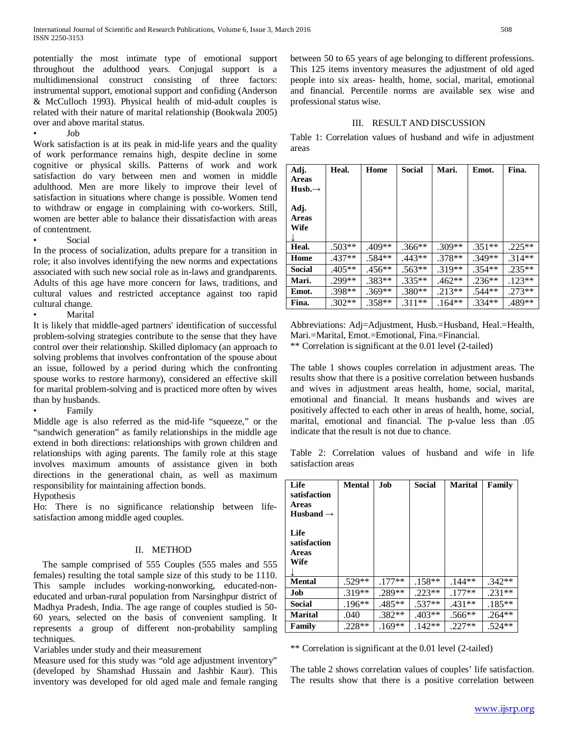potentially the most intimate type of emotional support throughout the adulthood years. Conjugal support is a multidimensional construct consisting of three factors: instrumental support, emotional support and confiding (Anderson & McCulloch 1993). Physical health of mid-adult couples is related with their nature of marital relationship (Bookwala 2005) over and above marital status.

- Job

Work satisfaction is at its peak in mid-life years and the quality of work performance remains high, despite decline in some cognitive or physical skills. Patterns of work and work satisfaction do vary between men and women in middle adulthood. Men are more likely to improve their level of satisfaction in situations where change is possible. Women tend to withdraw or engage in complaining with co-workers. Still, women are better able to balance their dissatisfaction with areas of contentment.

- Social

In the process of socialization, adults prepare for a transition in role; it also involves identifying the new norms and expectations associated with such new social role as in-laws and grandparents. Adults of this age have more concern for laws, traditions, and cultural values and restricted acceptance against too rapid cultural change.

- Marital

It is likely that middle-aged partners' identification of successful problem-solving strategies contribute to the sense that they have control over their relationship. Skilled diplomacy (an approach to solving problems that involves confrontation of the spouse about an issue, followed by a period during which the confronting spouse works to restore harmony), considered an effective skill for marital problem-solving and is practiced more often by wives than by husbands.

- Family

Middle age is also referred as the mid-life "squeeze," or the "sandwich generation" as family relationships in the middle age extend in both directions: relationships with grown children and relationships with aging parents. The family role at this stage involves maximum amounts of assistance given in both directions in the generational chain, as well as maximum responsibility for maintaining affection bonds.

Hypothesis

Ho: There is no significance relationship between life-satisfaction among middle aged couples.

## II. METHOD

The sample comprised of 555 Couples (555 males and 555 females) resulting the total sample size of this study to be 1110. This sample includes working-nonworking, educated-non-educated and urban-rural population from Narsinghpur district of Madhya Pradesh, India. The age range of couples studied is 50-60 years, selected on the basis of convenient sampling. It represents a group of different non-probability sampling techniques.

Variables under study and their measurement

Measure used for this study was "old age adjustment inventory" (developed by Shamshad Hussain and Jashbir Kaur). This inventory was developed for old aged male and female ranging between 50 to 65 years of age belonging to different professions. This 125 items inventory measures the adjustment of old aged people into six areas- health, home, social, marital, emotional and financial. Percentile norms are available sex wise and professional status wise.

## III. RESULT AND DISCUSSION

Table 1: Correlation values of husband and wife in adjustment areas

| Adj. Areas Husb.→ / Adj. Areas Wife ↓ | Heal. | Home | Social | Mari. | Emot. | Fina. |
|---|---|---|---|---|---|---|
| **Heal.** | .503** | .409** | .366** | .309** | .351** | .225** |
| **Home** | .437** | .584** | .443** | .378** | .349** | .314** |
| **Social** | .405** | .456** | .563** | .319** | .354** | .235** |
| **Mari.** | .299** | .383** | .335** | .462** | .236** | .123** |
| **Emot.** | .398** | .369** | .380** | .213** | .544** | .273** |
| **Fina.** | .302** | .358** | .311** | .164** | .334** | .489** |

Abbreviations: Adj=Adjustment, Husb.=Husband, Heal.=Health, Mari.=Marital, Emot.=Emotional, Fina.=Financial.
** Correlation is significant at the 0.01 level (2-tailed)

The table 1 shows couples correlation in adjustment areas. The results show that there is a positive correlation between husbands and wives in adjustment areas health, home, social, marital, emotional and financial. It means husbands and wives are positively affected to each other in areas of health, home, social, marital, emotional and financial. The p-value less than .05 indicate that the result is not due to chance.

Table 2: Correlation values of husband and wife in life satisfaction areas

| Life satisfaction Areas Husband → / Life satisfaction Areas Wife ↓ | Mental | Job | Social | Marital | Family |
|---|---|---|---|---|---|
| **Mental** | .529** | .177** | .158** | .144** | .342** |
| **Job** | .319** | .289** | .223** | .177** | .231** |
| **Social** | .196** | .485** | .537** | .431** | .185** |
| **Marital** | .040 | .382** | .403** | .566** | .264** |
| **Family** | .228** | .169** | .142** | .227** | .524** |

** Correlation is significant at the 0.01 level (2-tailed)

The table 2 shows correlation values of couples' life satisfaction. The results show that there is a positive correlation between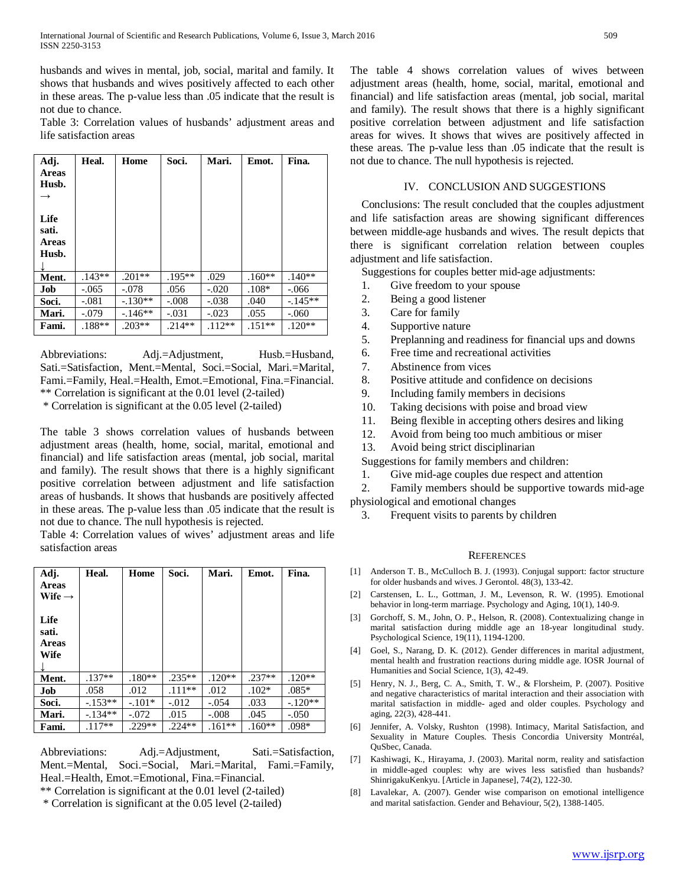husbands and wives in mental, job, social, marital and family. It shows that husbands and wives positively affected to each other in these areas. The p-value less than .05 indicate that the result is not due to chance.

Table 3: Correlation values of husbands' adjustment areas and life satisfaction areas

| Adj. Areas Husb. → <br> Life sati. Areas Husb. ↓ | Heal. | Home | Soci. | Mari. | Emot. | Fina. |
|---|---|---|---|---|---|---|
| Ment. | .143** | .201** | .195** | .029 | .160** | .140** |
| Job | -.065 | -.078 | .056 | -.020 | .108* | -.066 |
| Soci. | -.081 | -.130** | -.008 | -.038 | .040 | -.145** |
| Mari. | -.079 | -.146** | -.031 | -.023 | .055 | -.060 |
| Fami. | .188** | .203** | .214** | .112** | .151** | .120** |

Abbreviations: Adj.=Adjustment, Husb.=Husband, Sati.=Satisfaction, Ment.=Mental, Soci.=Social, Mari.=Marital, Fami.=Family, Heal.=Health, Emot.=Emotional, Fina.=Financial.
** Correlation is significant at the 0.01 level (2-tailed)
* Correlation is significant at the 0.05 level (2-tailed)

The table 3 shows correlation values of husbands between adjustment areas (health, home, social, marital, emotional and financial) and life satisfaction areas (mental, job social, marital and family). The result shows that there is a highly significant positive correlation between adjustment and life satisfaction areas of husbands. It shows that husbands are positively affected in these areas. The p-value less than .05 indicate that the result is not due to chance. The null hypothesis is rejected.

Table 4: Correlation values of wives' adjustment areas and life satisfaction areas

| Adj. Areas Wife → <br> Life sati. Areas Wife ↓ | Heal. | Home | Soci. | Mari. | Emot. | Fina. |
|---|---|---|---|---|---|---|
| Ment. | .137** | .180** | .235** | .120** | .237** | .120** |
| Job | .058 | .012 | .111** | .012 | .102* | .085* |
| Soci. | -.153** | -.101* | -.012 | -.054 | .033 | -.120** |
| Mari. | -.134** | -.072 | .015 | -.008 | .045 | -.050 |
| Fami. | .117** | .229** | .224** | .161** | .160** | .098* |

Abbreviations: Adj.=Adjustment, Sati.=Satisfaction, Ment.=Mental, Soci.=Social, Mari.=Marital, Fami.=Family, Heal.=Health, Emot.=Emotional, Fina.=Financial.
** Correlation is significant at the 0.01 level (2-tailed)
* Correlation is significant at the 0.05 level (2-tailed)

The table 4 shows correlation values of wives between adjustment areas (health, home, social, marital, emotional and financial) and life satisfaction areas (mental, job social, marital and family). The result shows that there is a highly significant positive correlation between adjustment and life satisfaction areas for wives. It shows that wives are positively affected in these areas. The p-value less than .05 indicate that the result is not due to chance. The null hypothesis is rejected.

## IV. CONCLUSION AND SUGGESTIONS

Conclusions: The result concluded that the couples adjustment and life satisfaction areas are showing significant differences between middle-age husbands and wives. The result depicts that there is significant correlation relation between couples adjustment and life satisfaction.

Suggestions for couples better mid-age adjustments:

1. Give freedom to your spouse
2. Being a good listener
3. Care for family
4. Supportive nature
5. Preplanning and readiness for financial ups and downs
6. Free time and recreational activities
7. Abstinence from vices
8. Positive attitude and confidence on decisions
9. Including family members in decisions
10. Taking decisions with poise and broad view
11. Being flexible in accepting others desires and liking
12. Avoid from being too much ambitious or miser
13. Avoid being strict disciplinarian

Suggestions for family members and children:

1. Give mid-age couples due respect and attention
2. Family members should be supportive towards mid-age physiological and emotional changes
3. Frequent visits to parents by children

## REFERENCES

[1] Anderson T. B., McCulloch B. J. (1993). Conjugal support: factor structure for older husbands and wives. J Gerontol. 48(3), 133-42.

[2] Carstensen, L. L., Gottman, J. M., Levenson, R. W. (1995). Emotional behavior in long-term marriage. Psychology and Aging, 10(1), 140-9.

[3] Gorchoff, S. M., John, O. P., Helson, R. (2008). Contextualizing change in marital satisfaction during middle age an 18-year longitudinal study. Psychological Science, 19(11), 1194-1200.

[4] Goel, S., Narang, D. K. (2012). Gender differences in marital adjustment, mental health and frustration reactions during middle age. IOSR Journal of Humanities and Social Science, 1(3), 42-49.

[5] Henry, N. J., Berg, C. A., Smith, T. W., & Florsheim, P. (2007). Positive and negative characteristics of marital interaction and their association with marital satisfaction in middle- aged and older couples. Psychology and aging, 22(3), 428-441.

[6] Jennifer, A. Volsky, Rushton (1998). Intimacy, Marital Satisfaction, and Sexuality in Mature Couples. Thesis Concordia University Montréal, QuSbec, Canada.

[7] Kashiwagi, K., Hirayama, J. (2003). Marital norm, reality and satisfaction in middle-aged couples: why are wives less satisfied than husbands? ShinrigakuKenkyu. [Article in Japanese], 74(2), 122-30.

[8] Lavalekar, A. (2007). Gender wise comparison on emotional intelligence and marital satisfaction. Gender and Behaviour, 5(2), 1388-1405.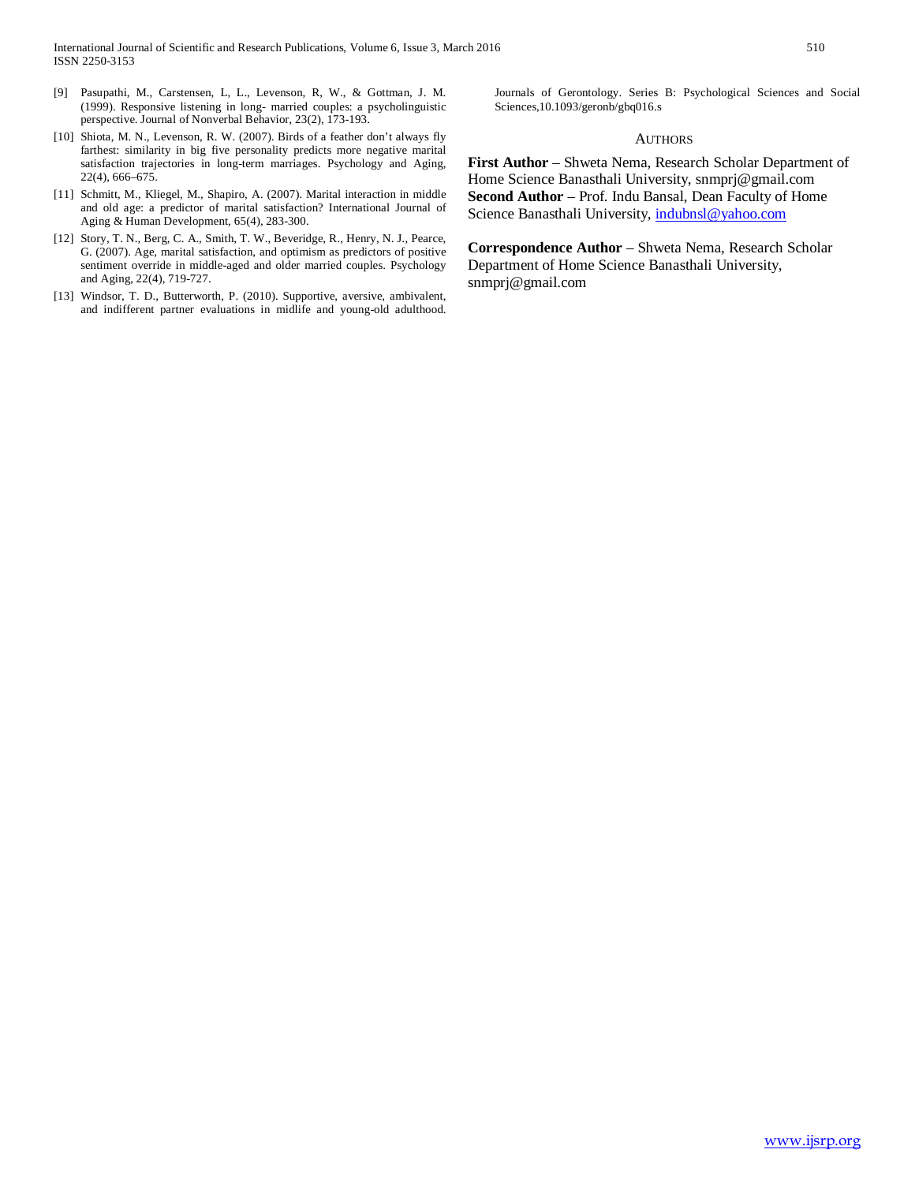[9] Pasupathi, M., Carstensen, L, L., Levenson, R, W., & Gottman, J. M. (1999). Responsive listening in long- married couples: a psycholinguistic perspective. Journal of Nonverbal Behavior, 23(2), 173-193.

[10] Shiota, M. N., Levenson, R. W. (2007). Birds of a feather don't always fly farthest: similarity in big five personality predicts more negative marital satisfaction trajectories in long-term marriages. Psychology and Aging, 22(4), 666–675.

[11] Schmitt, M., Kliegel, M., Shapiro, A. (2007). Marital interaction in middle and old age: a predictor of marital satisfaction? International Journal of Aging & Human Development, 65(4), 283-300.

[12] Story, T. N., Berg, C. A., Smith, T. W., Beveridge, R., Henry, N. J., Pearce, G. (2007). Age, marital satisfaction, and optimism as predictors of positive sentiment override in middle-aged and older married couples. Psychology and Aging, 22(4), 719-727.

[13] Windsor, T. D., Butterworth, P. (2010). Supportive, aversive, ambivalent, and indifferent partner evaluations in midlife and young-old adulthood. Journals of Gerontology. Series B: Psychological Sciences and Social Sciences,10.1093/geronb/gbq016.s

## Authors

**First Author** – Shweta Nema, Research Scholar Department of Home Science Banasthali University, snmprj@gmail.com
**Second Author** – Prof. Indu Bansal, Dean Faculty of Home Science Banasthali University, indubnsl@yahoo.com

**Correspondence Author** – Shweta Nema, Research Scholar Department of Home Science Banasthali University, snmprj@gmail.com